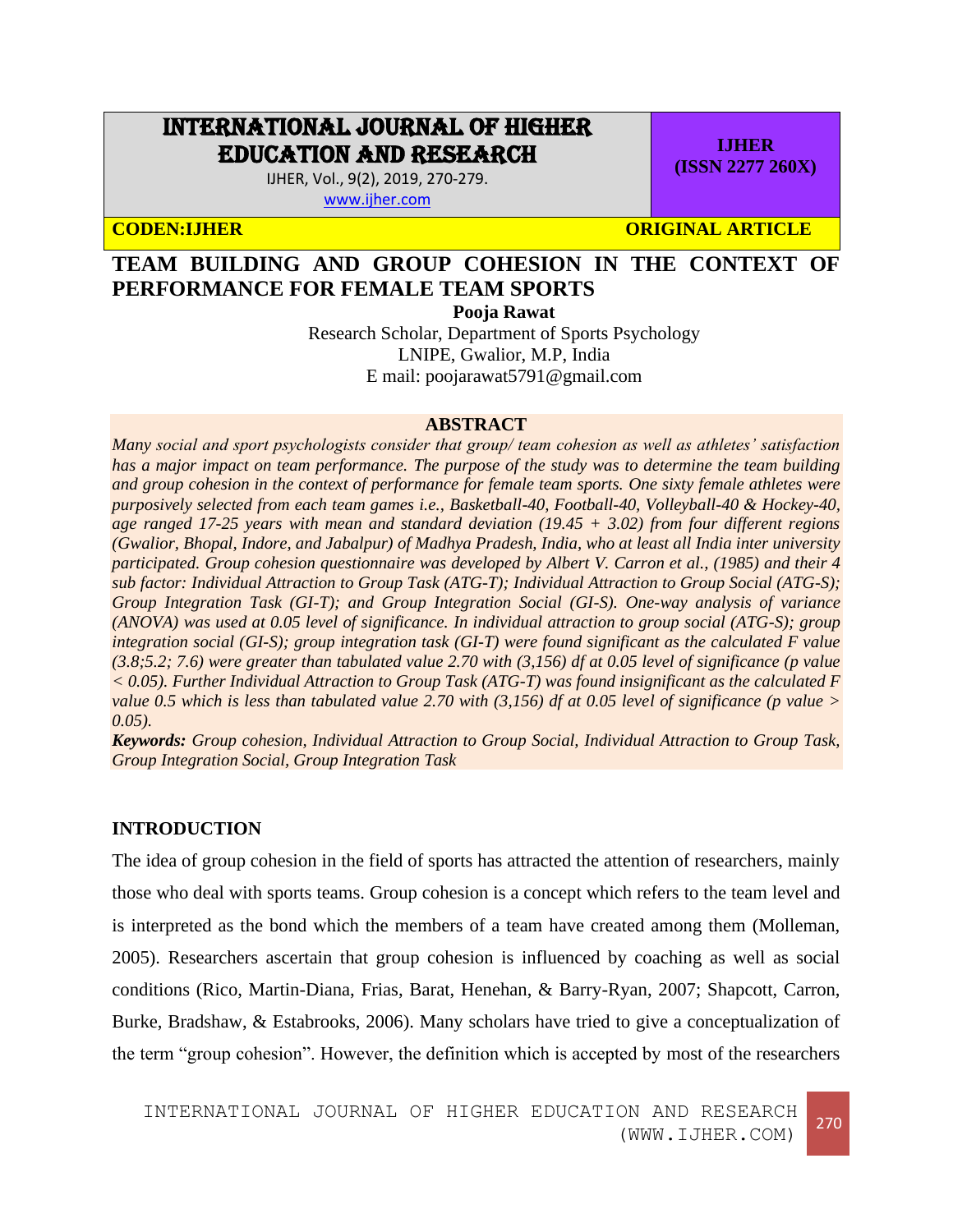# INTERNATIONAL JOURNAL OF HIGHER EDUCATION AND RESEARCH

IJHER, Vol., 9(2), 2019, 270-279.
www.ijher.com

**IJHER (ISSN 2277 260X)**

**CODEN:IJHER** **ORIGINAL ARTICLE**

## TEAM BUILDING AND GROUP COHESION IN THE CONTEXT OF PERFORMANCE FOR FEMALE TEAM SPORTS

**Pooja Rawat**

Research Scholar, Department of Sports Psychology
LNIPE, Gwalior, M.P, India
E mail: poojarawat5791@gmail.com

### ABSTRACT

*Many social and sport psychologists consider that group/ team cohesion as well as athletes' satisfaction has a major impact on team performance. The purpose of the study was to determine the team building and group cohesion in the context of performance for female team sports. One sixty female athletes were purposively selected from each team games i.e., Basketball-40, Football-40, Volleyball-40 & Hockey-40, age ranged 17-25 years with mean and standard deviation (19.45 + 3.02) from four different regions (Gwalior, Bhopal, Indore, and Jabalpur) of Madhya Pradesh, India, who at least all India inter university participated. Group cohesion questionnaire was developed by Albert V. Carron et al., (1985) and their 4 sub factor: Individual Attraction to Group Task (ATG-T); Individual Attraction to Group Social (ATG-S); Group Integration Task (GI-T); and Group Integration Social (GI-S). One-way analysis of variance (ANOVA) was used at 0.05 level of significance. In individual attraction to group social (ATG-S); group integration social (GI-S); group integration task (GI-T) were found significant as the calculated F value (3.8;5.2; 7.6) were greater than tabulated value 2.70 with (3,156) df at 0.05 level of significance (p value $< 0.05$). Further Individual Attraction to Group Task (ATG-T) was found insignificant as the calculated F value 0.5 which is less than tabulated value 2.70 with (3,156) df at 0.05 level of significance (p value $> 0.05$).*

***Keywords:*** *Group cohesion, Individual Attraction to Group Social, Individual Attraction to Group Task, Group Integration Social, Group Integration Task*

### INTRODUCTION

The idea of group cohesion in the field of sports has attracted the attention of researchers, mainly those who deal with sports teams. Group cohesion is a concept which refers to the team level and is interpreted as the bond which the members of a team have created among them (Molleman, 2005). Researchers ascertain that group cohesion is influenced by coaching as well as social conditions (Rico, Martin-Diana, Frias, Barat, Henehan, & Barry-Ryan, 2007; Shapcott, Carron, Burke, Bradshaw, & Estabrooks, 2006). Many scholars have tried to give a conceptualization of the term "group cohesion". However, the definition which is accepted by most of the researchers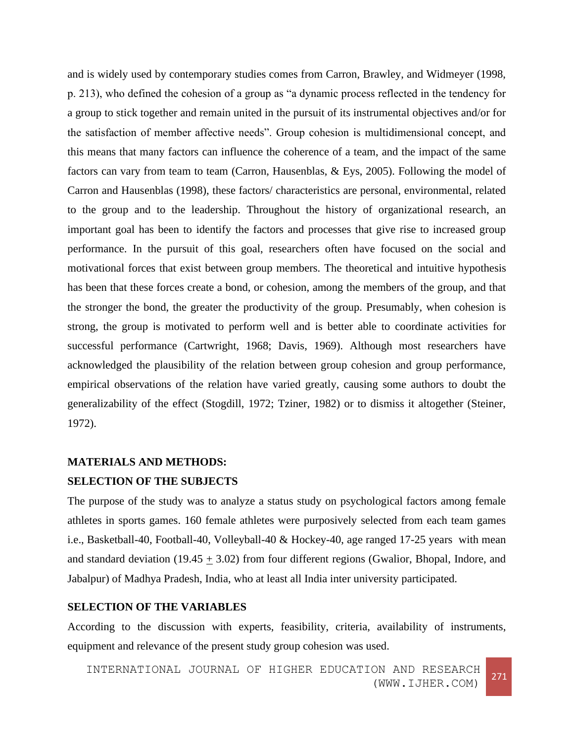and is widely used by contemporary studies comes from Carron, Brawley, and Widmeyer (1998, p. 213), who defined the cohesion of a group as "a dynamic process reflected in the tendency for a group to stick together and remain united in the pursuit of its instrumental objectives and/or for the satisfaction of member affective needs". Group cohesion is multidimensional concept, and this means that many factors can influence the coherence of a team, and the impact of the same factors can vary from team to team (Carron, Hausenblas, & Eys, 2005). Following the model of Carron and Hausenblas (1998), these factors/ characteristics are personal, environmental, related to the group and to the leadership. Throughout the history of organizational research, an important goal has been to identify the factors and processes that give rise to increased group performance. In the pursuit of this goal, researchers often have focused on the social and motivational forces that exist between group members. The theoretical and intuitive hypothesis has been that these forces create a bond, or cohesion, among the members of the group, and that the stronger the bond, the greater the productivity of the group. Presumably, when cohesion is strong, the group is motivated to perform well and is better able to coordinate activities for successful performance (Cartwright, 1968; Davis, 1969). Although most researchers have acknowledged the plausibility of the relation between group cohesion and group performance, empirical observations of the relation have varied greatly, causing some authors to doubt the generalizability of the effect (Stogdill, 1972; Tziner, 1982) or to dismiss it altogether (Steiner, 1972).

## MATERIALS AND METHODS:

### SELECTION OF THE SUBJECTS

The purpose of the study was to analyze a status study on psychological factors among female athletes in sports games. 160 female athletes were purposively selected from each team games i.e., Basketball-40, Football-40, Volleyball-40 & Hockey-40, age ranged 17-25 years with mean and standard deviation (19.45 $\pm$ 3.02) from four different regions (Gwalior, Bhopal, Indore, and Jabalpur) of Madhya Pradesh, India, who at least all India inter university participated.

### SELECTION OF THE VARIABLES

According to the discussion with experts, feasibility, criteria, availability of instruments, equipment and relevance of the present study group cohesion was used.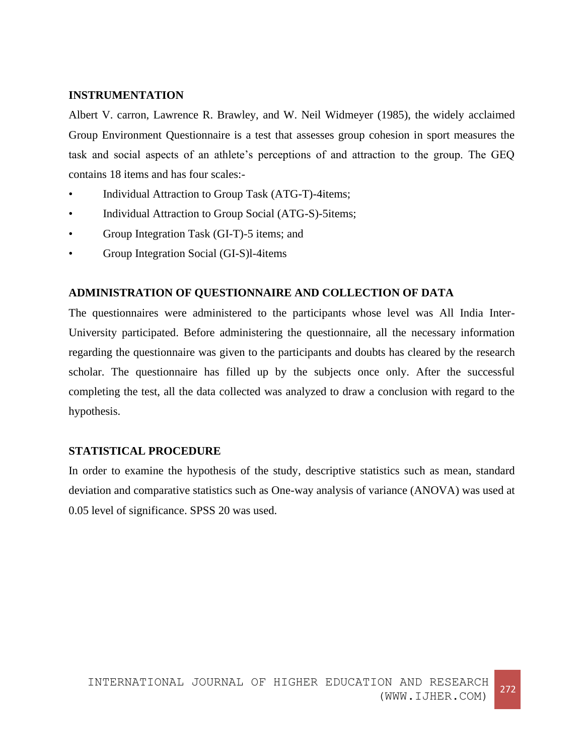## INSTRUMENTATION

Albert V. carron, Lawrence R. Brawley, and W. Neil Widmeyer (1985), the widely acclaimed Group Environment Questionnaire is a test that assesses group cohesion in sport measures the task and social aspects of an athlete's perceptions of and attraction to the group. The GEQ contains 18 items and has four scales:-

- Individual Attraction to Group Task (ATG-T)-4items;
- Individual Attraction to Group Social (ATG-S)-5items;
- Group Integration Task (GI-T)-5 items; and
- Group Integration Social (GI-S)l-4items

## ADMINISTRATION OF QUESTIONNAIRE AND COLLECTION OF DATA

The questionnaires were administered to the participants whose level was All India Inter-University participated. Before administering the questionnaire, all the necessary information regarding the questionnaire was given to the participants and doubts has cleared by the research scholar. The questionnaire has filled up by the subjects once only. After the successful completing the test, all the data collected was analyzed to draw a conclusion with regard to the hypothesis.

## STATISTICAL PROCEDURE

In order to examine the hypothesis of the study, descriptive statistics such as mean, standard deviation and comparative statistics such as One-way analysis of variance (ANOVA) was used at 0.05 level of significance. SPSS 20 was used.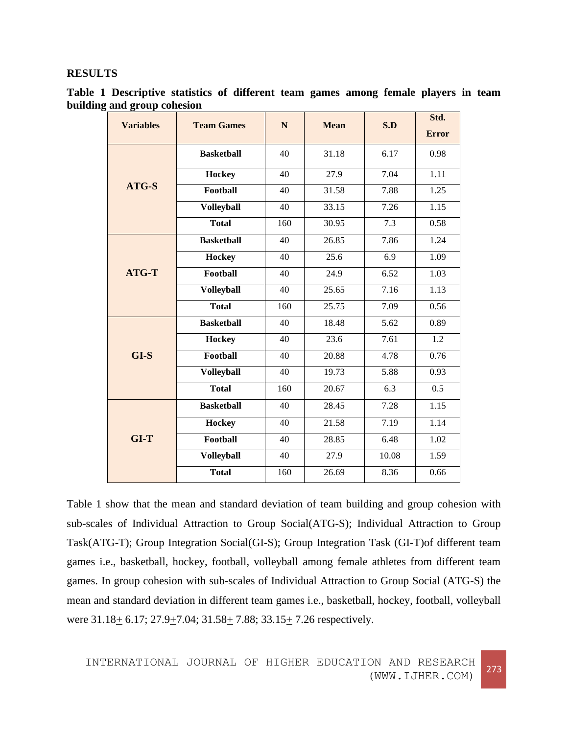## RESULTS

**Table 1 Descriptive statistics of different team games among female players in team building and group cohesion**

| Variables | Team Games | N | Mean | S.D | Std. Error |
|---|---|---|---|---|---|
| **ATG-S** | **Basketball** | 40 | 31.18 | 6.17 | 0.98 |
| | **Hockey** | 40 | 27.9 | 7.04 | 1.11 |
| | **Football** | 40 | 31.58 | 7.88 | 1.25 |
| | **Volleyball** | 40 | 33.15 | 7.26 | 1.15 |
| | **Total** | 160 | 30.95 | 7.3 | 0.58 |
| **ATG-T** | **Basketball** | 40 | 26.85 | 7.86 | 1.24 |
| | **Hockey** | 40 | 25.6 | 6.9 | 1.09 |
| | **Football** | 40 | 24.9 | 6.52 | 1.03 |
| | **Volleyball** | 40 | 25.65 | 7.16 | 1.13 |
| | **Total** | 160 | 25.75 | 7.09 | 0.56 |
| **GI-S** | **Basketball** | 40 | 18.48 | 5.62 | 0.89 |
| | **Hockey** | 40 | 23.6 | 7.61 | 1.2 |
| | **Football** | 40 | 20.88 | 4.78 | 0.76 |
| | **Volleyball** | 40 | 19.73 | 5.88 | 0.93 |
| | **Total** | 160 | 20.67 | 6.3 | 0.5 |
| **GI-T** | **Basketball** | 40 | 28.45 | 7.28 | 1.15 |
| | **Hockey** | 40 | 21.58 | 7.19 | 1.14 |
| | **Football** | 40 | 28.85 | 6.48 | 1.02 |
| | **Volleyball** | 40 | 27.9 | 10.08 | 1.59 |
| | **Total** | 160 | 26.69 | 8.36 | 0.66 |

Table 1 show that the mean and standard deviation of team building and group cohesion with sub-scales of Individual Attraction to Group Social(ATG-S); Individual Attraction to Group Task(ATG-T); Group Integration Social(GI-S); Group Integration Task (GI-T)of different team games i.e., basketball, hockey, football, volleyball among female athletes from different team games. In group cohesion with sub-scales of Individual Attraction to Group Social (ATG-S) the mean and standard deviation in different team games i.e., basketball, hockey, football, volleyball were 31.18± 6.17; 27.9±7.04; 31.58± 7.88; 33.15± 7.26 respectively.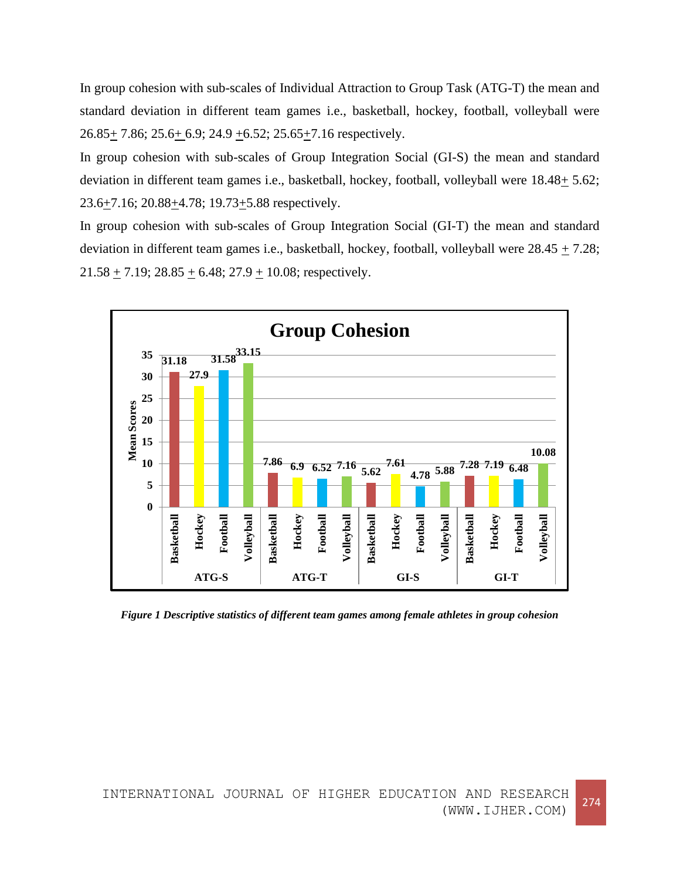In group cohesion with sub-scales of Individual Attraction to Group Task (ATG-T) the mean and standard deviation in different team games i.e., basketball, hockey, football, volleyball were 26.85± 7.86; 25.6± 6.9; 24.9 ±6.52; 25.65±7.16 respectively.

In group cohesion with sub-scales of Group Integration Social (GI-S) the mean and standard deviation in different team games i.e., basketball, hockey, football, volleyball were 18.48± 5.62; 23.6±7.16; 20.88±4.78; 19.73±5.88 respectively.

In group cohesion with sub-scales of Group Integration Social (GI-T) the mean and standard deviation in different team games i.e., basketball, hockey, football, volleyball were 28.45 ± 7.28; 21.58 ± 7.19; 28.85 ± 6.48; 27.9 ± 10.08; respectively.

**Group Cohesion**

| Sub-scale | Basketball | Hockey | Football | Volleyball |
|---|---|---|---|---|
| ATG-S | 31.18 | 27.9 | 31.58 | 33.15 |
| ATG-T | 7.86 | 6.9 | 6.52 | 7.16 |
| GI-S | 5.62 | 7.61 | 4.78 | 5.88 |
| GI-T | 7.28 | 7.19 | 6.48 | 10.08 |

***Figure 1 Descriptive statistics of different team games among female athletes in group cohesion***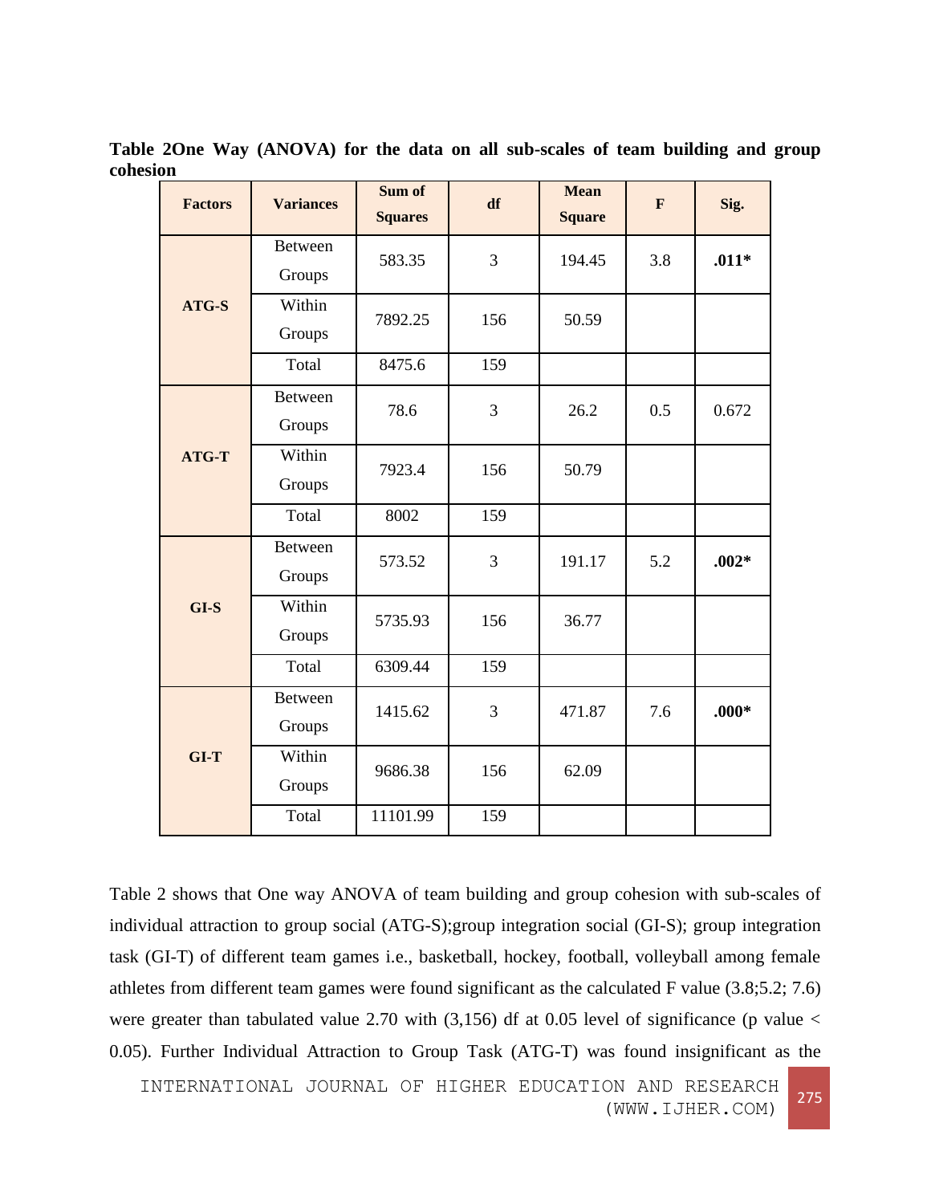**Table 2One Way (ANOVA) for the data on all sub-scales of team building and group cohesion**

| Factors | Variances | Sum of Squares | df | Mean Square | F | Sig. |
|---|---|---|---|---|---|---|
| **ATG-S** | Between Groups | 583.35 | 3 | 194.45 | 3.8 | **.011*** |
| | Within Groups | 7892.25 | 156 | 50.59 | | |
| | Total | 8475.6 | 159 | | | |
| **ATG-T** | Between Groups | 78.6 | 3 | 26.2 | 0.5 | 0.672 |
| | Within Groups | 7923.4 | 156 | 50.79 | | |
| | Total | 8002 | 159 | | | |
| **GI-S** | Between Groups | 573.52 | 3 | 191.17 | 5.2 | **.002*** |
| | Within Groups | 5735.93 | 156 | 36.77 | | |
| | Total | 6309.44 | 159 | | | |
| **GI-T** | Between Groups | 1415.62 | 3 | 471.87 | 7.6 | **.000*** |
| | Within Groups | 9686.38 | 156 | 62.09 | | |
| | Total | 11101.99 | 159 | | | |

Table 2 shows that One way ANOVA of team building and group cohesion with sub-scales of individual attraction to group social (ATG-S);group integration social (GI-S); group integration task (GI-T) of different team games i.e., basketball, hockey, football, volleyball among female athletes from different team games were found significant as the calculated F value (3.8;5.2; 7.6) were greater than tabulated value 2.70 with (3,156) df at 0.05 level of significance (p value < 0.05). Further Individual Attraction to Group Task (ATG-T) was found insignificant as the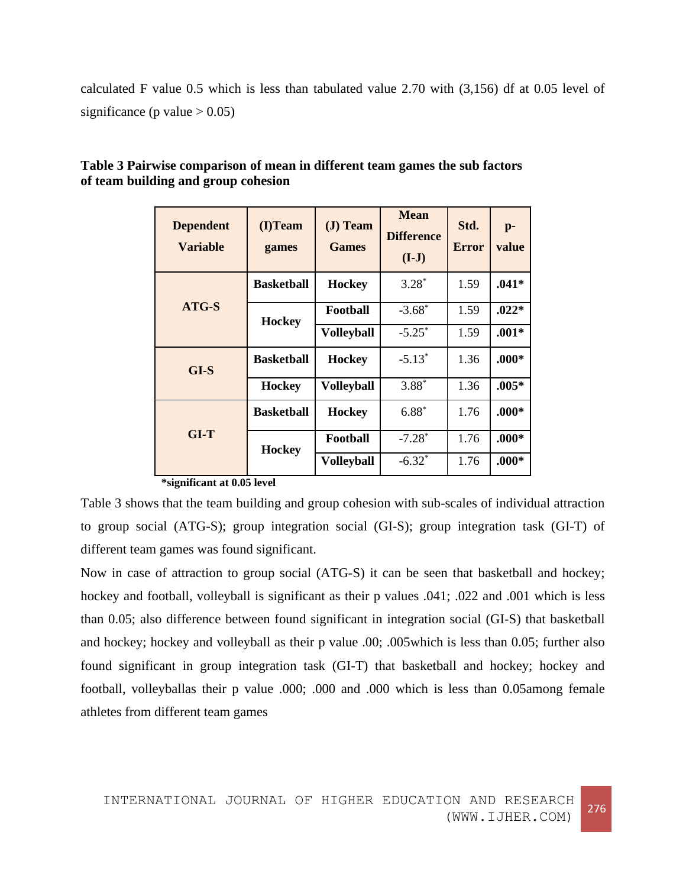calculated F value 0.5 which is less than tabulated value 2.70 with (3,156) df at 0.05 level of significance (p value > 0.05)

**Table 3 Pairwise comparison of mean in different team games the sub factors of team building and group cohesion**

| Dependent Variable | (I)Team games | (J) Team Games | Mean Difference (I-J) | Std. Error | p-value |
|---|---|---|---|---|---|
| ATG-S | Basketball | Hockey | 3.28* | 1.59 | .041* |
| | Hockey | Football | -3.68* | 1.59 | .022* |
| | | Volleyball | -5.25* | 1.59 | .001* |
| GI-S | Basketball | Hockey | -5.13* | 1.36 | .000* |
| | Hockey | Volleyball | 3.88* | 1.36 | .005* |
| GI-T | Basketball | Hockey | 6.88* | 1.76 | .000* |
| | Hockey | Football | -7.28* | 1.76 | .000* |
| | | Volleyball | -6.32* | 1.76 | .000* |

**\*significant at 0.05 level**

Table 3 shows that the team building and group cohesion with sub-scales of individual attraction to group social (ATG-S); group integration social (GI-S); group integration task (GI-T) of different team games was found significant.

Now in case of attraction to group social (ATG-S) it can be seen that basketball and hockey; hockey and football, volleyball is significant as their p values .041; .022 and .001 which is less than 0.05; also difference between found significant in integration social (GI-S) that basketball and hockey; hockey and volleyball as their p value .00; .005which is less than 0.05; further also found significant in group integration task (GI-T) that basketball and hockey; hockey and football, volleyballas their p value .000; .000 and .000 which is less than 0.05among female athletes from different team games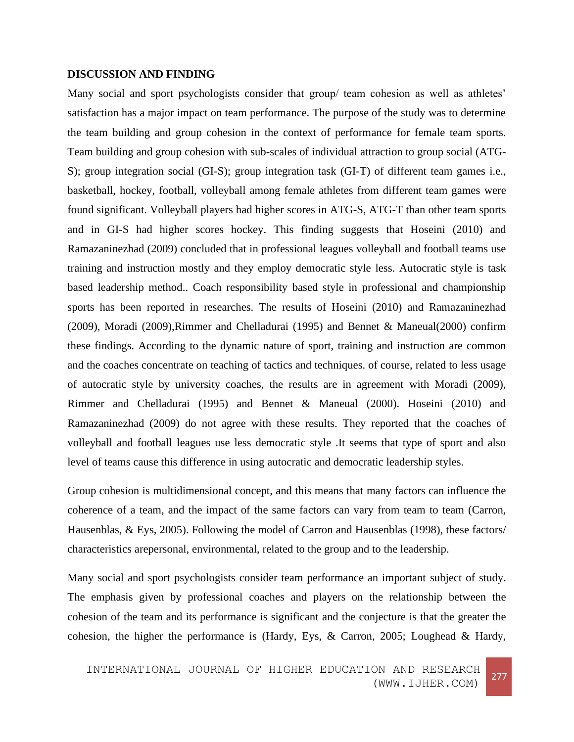## DISCUSSION AND FINDING

Many social and sport psychologists consider that group/ team cohesion as well as athletes' satisfaction has a major impact on team performance. The purpose of the study was to determine the team building and group cohesion in the context of performance for female team sports. Team building and group cohesion with sub-scales of individual attraction to group social (ATG-S); group integration social (GI-S); group integration task (GI-T) of different team games i.e., basketball, hockey, football, volleyball among female athletes from different team games were found significant. Volleyball players had higher scores in ATG-S, ATG-T than other team sports and in GI-S had higher scores hockey. This finding suggests that Hoseini (2010) and Ramazaninezhad (2009) concluded that in professional leagues volleyball and football teams use training and instruction mostly and they employ democratic style less. Autocratic style is task based leadership method.. Coach responsibility based style in professional and championship sports has been reported in researches. The results of Hoseini (2010) and Ramazaninezhad (2009), Moradi (2009),Rimmer and Chelladurai (1995) and Bennet & Maneual(2000) confirm these findings. According to the dynamic nature of sport, training and instruction are common and the coaches concentrate on teaching of tactics and techniques. of course, related to less usage of autocratic style by university coaches, the results are in agreement with Moradi (2009), Rimmer and Chelladurai (1995) and Bennet & Maneual (2000). Hoseini (2010) and Ramazaninezhad (2009) do not agree with these results. They reported that the coaches of volleyball and football leagues use less democratic style .It seems that type of sport and also level of teams cause this difference in using autocratic and democratic leadership styles.

Group cohesion is multidimensional concept, and this means that many factors can influence the coherence of a team, and the impact of the same factors can vary from team to team (Carron, Hausenblas, & Eys, 2005). Following the model of Carron and Hausenblas (1998), these factors/ characteristics arepersonal, environmental, related to the group and to the leadership.

Many social and sport psychologists consider team performance an important subject of study. The emphasis given by professional coaches and players on the relationship between the cohesion of the team and its performance is significant and the conjecture is that the greater the cohesion, the higher the performance is (Hardy, Eys, & Carron, 2005; Loughead & Hardy,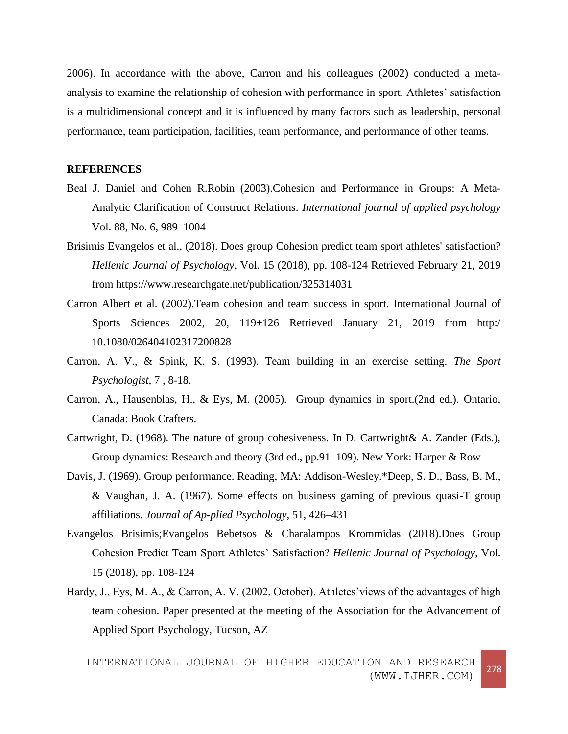2006). In accordance with the above, Carron and his colleagues (2002) conducted a meta-analysis to examine the relationship of cohesion with performance in sport. Athletes' satisfaction is a multidimensional concept and it is influenced by many factors such as leadership, personal performance, team participation, facilities, team performance, and performance of other teams.

**REFERENCES**

Beal J. Daniel and Cohen R.Robin (2003).Cohesion and Performance in Groups: A Meta-Analytic Clarification of Construct Relations. *International journal of applied psychology* Vol. 88, No. 6, 989–1004

Brisimis Evangelos et al., (2018). Does group Cohesion predict team sport athletes' satisfaction? *Hellenic Journal of Psychology*, Vol. 15 (2018), pp. 108-124 Retrieved February 21, 2019 from https://www.researchgate.net/publication/325314031

Carron Albert et al. (2002).Team cohesion and team success in sport. International Journal of Sports Sciences 2002, 20, 119±126 Retrieved January 21, 2019 from http:/ 10.1080/026404102317200828

Carron, A. V., & Spink, K. S. (1993). Team building in an exercise setting. *The Sport Psychologist*, 7 , 8-18.

Carron, A., Hausenblas, H., & Eys, M. (2005). Group dynamics in sport.(2nd ed.). Ontario, Canada: Book Crafters.

Cartwright, D. (1968). The nature of group cohesiveness. In D. Cartwright& A. Zander (Eds.), Group dynamics: Research and theory (3rd ed., pp.91–109). New York: Harper & Row

Davis, J. (1969). Group performance. Reading, MA: Addison-Wesley.*Deep, S. D., Bass, B. M., & Vaughan, J. A. (1967). Some effects on business gaming of previous quasi-T group affiliations. *Journal of Ap-plied Psychology*, 51, 426–431

Evangelos Brisimis;Evangelos Bebetsos & Charalampos Krommidas (2018).Does Group Cohesion Predict Team Sport Athletes' Satisfaction? *Hellenic Journal of Psychology*, Vol. 15 (2018), pp. 108-124

Hardy, J., Eys, M. A., & Carron, A. V. (2002, October). Athletes'views of the advantages of high team cohesion. Paper presented at the meeting of the Association for the Advancement of Applied Sport Psychology, Tucson, AZ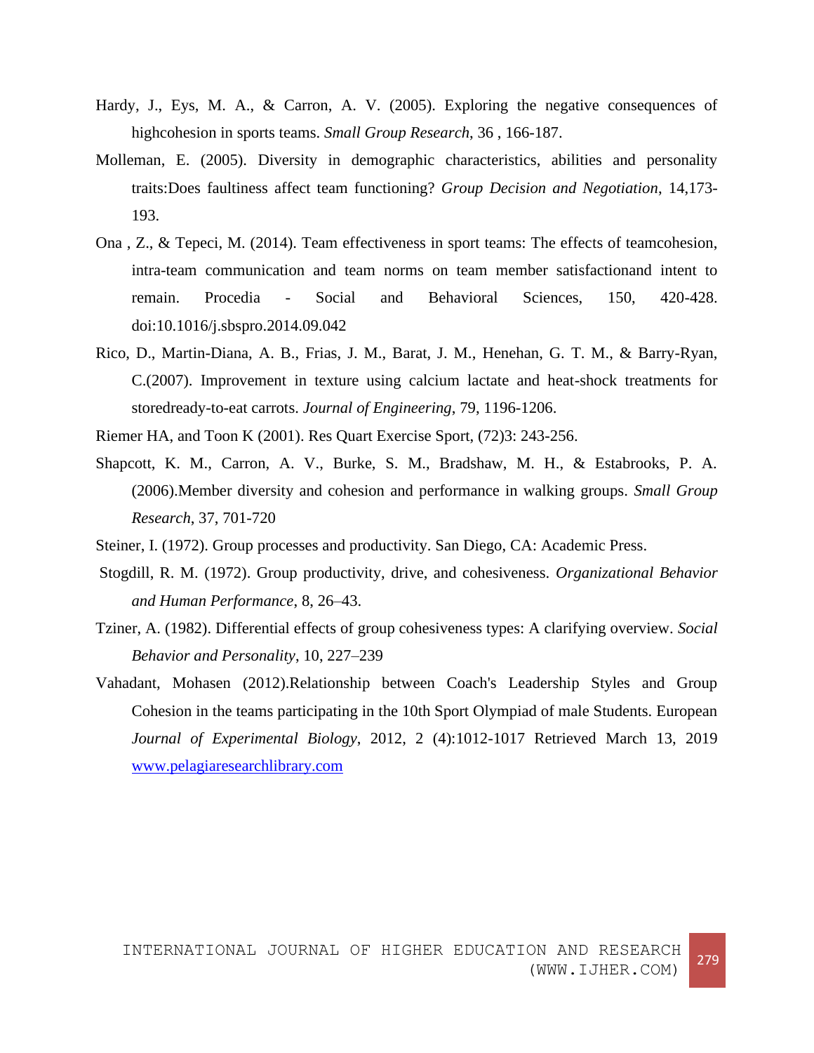Hardy, J., Eys, M. A., & Carron, A. V. (2005). Exploring the negative consequences of highcohesion in sports teams. *Small Group Research*, 36 , 166-187.

Molleman, E. (2005). Diversity in demographic characteristics, abilities and personality traits:Does faultiness affect team functioning? *Group Decision and Negotiation*, 14,173-193.

Ona , Z., & Tepeci, M. (2014). Team effectiveness in sport teams: The effects of teamcohesion, intra-team communication and team norms on team member satisfactionand intent to remain. Procedia - Social and Behavioral Sciences, 150, 420-428. doi:10.1016/j.sbspro.2014.09.042

Rico, D., Martin-Diana, A. B., Frias, J. M., Barat, J. M., Henehan, G. T. M., & Barry-Ryan, C.(2007). Improvement in texture using calcium lactate and heat-shock treatments for storedready-to-eat carrots. *Journal of Engineering*, 79, 1196-1206.

Riemer HA, and Toon K (2001). Res Quart Exercise Sport, (72)3: 243-256.

Shapcott, K. M., Carron, A. V., Burke, S. M., Bradshaw, M. H., & Estabrooks, P. A. (2006).Member diversity and cohesion and performance in walking groups. *Small Group Research*, 37, 701-720

Steiner, I. (1972). Group processes and productivity. San Diego, CA: Academic Press.

Stogdill, R. M. (1972). Group productivity, drive, and cohesiveness. *Organizational Behavior and Human Performance*, 8, 26–43.

Tziner, A. (1982). Differential effects of group cohesiveness types: A clarifying overview. *Social Behavior and Personality*, 10, 227–239

Vahadant, Mohasen (2012).Relationship between Coach's Leadership Styles and Group Cohesion in the teams participating in the 10th Sport Olympiad of male Students. European *Journal of Experimental Biology*, 2012, 2 (4):1012-1017 Retrieved March 13, 2019 [www.pelagiaresearchlibrary.com](www.pelagiaresearchlibrary.com)